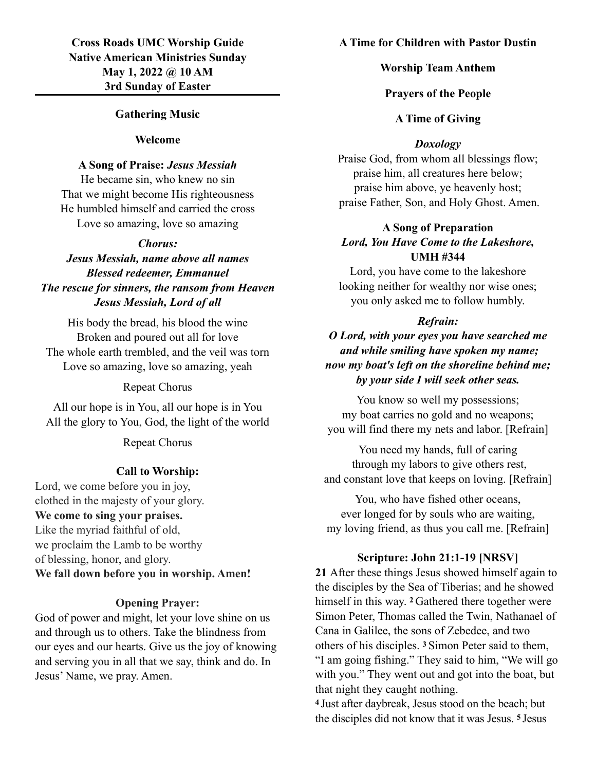**Cross Roads UMC Worship Guide**
**Native American Ministries Sunday**
**May 1, 2022 @ 10 AM**
**3rd Sunday of Easter**

---

**Gathering Music**

**Welcome**

**A Song of Praise:** ***Jesus Messiah***

He became sin, who knew no sin
That we might become His righteousness
He humbled himself and carried the cross
Love so amazing, love so amazing

***Chorus:***
***Jesus Messiah, name above all names***
***Blessed redeemer, Emmanuel***
***The rescue for sinners, the ransom from Heaven***
***Jesus Messiah, Lord of all***

His body the bread, his blood the wine
Broken and poured out all for love
The whole earth trembled, and the veil was torn
Love so amazing, love so amazing, yeah

Repeat Chorus

All our hope is in You, all our hope is in You
All the glory to You, God, the light of the world

Repeat Chorus

**Call to Worship:**

Lord, we come before you in joy,
clothed in the majesty of your glory.
**We come to sing your praises.**
Like the myriad faithful of old,
we proclaim the Lamb to be worthy
of blessing, honor, and glory.
**We fall down before you in worship. Amen!**

**Opening Prayer:**

God of power and might, let your love shine on us and through us to others. Take the blindness from our eyes and our hearts. Give us the joy of knowing and serving you in all that we say, think and do. In Jesus' Name, we pray. Amen.

**A Time for Children with Pastor Dustin**

**Worship Team Anthem**

**Prayers of the People**

**A Time of Giving**

***Doxology***

Praise God, from whom all blessings flow;
praise him, all creatures here below;
praise him above, ye heavenly host;
praise Father, Son, and Holy Ghost. Amen.

**A Song of Preparation**
***Lord, You Have Come to the Lakeshore,***
**UMH #344**

Lord, you have come to the lakeshore
looking neither for wealthy nor wise ones;
you only asked me to follow humbly.

***Refrain:***
***O Lord, with your eyes you have searched me***
***and while smiling have spoken my name;***
***now my boat's left on the shoreline behind me;***
***by your side I will seek other seas.***

You know so well my possessions;
my boat carries no gold and no weapons;
you will find there my nets and labor. [Refrain]

You need my hands, full of caring
through my labors to give others rest,
and constant love that keeps on loving. [Refrain]

You, who have fished other oceans,
ever longed for by souls who are waiting,
my loving friend, as thus you call me. [Refrain]

**Scripture: John 21:1-19 [NRSV]**

**21** After these things Jesus showed himself again to the disciples by the Sea of Tiberias; and he showed himself in this way. **2** Gathered there together were Simon Peter, Thomas called the Twin, Nathanael of Cana in Galilee, the sons of Zebedee, and two others of his disciples. **3** Simon Peter said to them, "I am going fishing." They said to him, "We will go with you." They went out and got into the boat, but that night they caught nothing.
**4** Just after daybreak, Jesus stood on the beach; but the disciples did not know that it was Jesus. **5** Jesus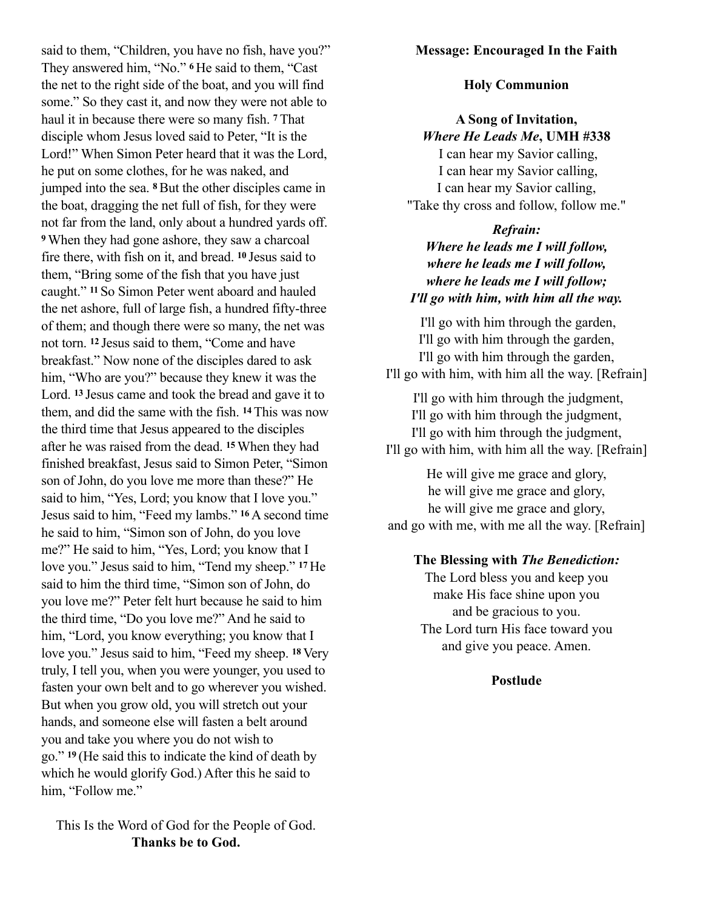said to them, “Children, you have no fish, have you?” They answered him, “No.” [6] He said to them, “Cast the net to the right side of the boat, and you will find some.” So they cast it, and now they were not able to haul it in because there were so many fish. [7] That disciple whom Jesus loved said to Peter, “It is the Lord!” When Simon Peter heard that it was the Lord, he put on some clothes, for he was naked, and jumped into the sea. [8] But the other disciples came in the boat, dragging the net full of fish, for they were not far from the land, only about a hundred yards off. [9] When they had gone ashore, they saw a charcoal fire there, with fish on it, and bread. [10] Jesus said to them, “Bring some of the fish that you have just caught.” [11] So Simon Peter went aboard and hauled the net ashore, full of large fish, a hundred fifty-three of them; and though there were so many, the net was not torn. [12] Jesus said to them, “Come and have breakfast.” Now none of the disciples dared to ask him, “Who are you?” because they knew it was the Lord. [13] Jesus came and took the bread and gave it to them, and did the same with the fish. [14] This was now the third time that Jesus appeared to the disciples after he was raised from the dead. [15] When they had finished breakfast, Jesus said to Simon Peter, “Simon son of John, do you love me more than these?” He said to him, “Yes, Lord; you know that I love you.” Jesus said to him, “Feed my lambs.” [16] A second time he said to him, “Simon son of John, do you love me?” He said to him, “Yes, Lord; you know that I love you.” Jesus said to him, “Tend my sheep.” [17] He said to him the third time, “Simon son of John, do you love me?” Peter felt hurt because he said to him the third time, “Do you love me?” And he said to him, “Lord, you know everything; you know that I love you.” Jesus said to him, “Feed my sheep. [18] Very truly, I tell you, when you were younger, you used to fasten your own belt and to go wherever you wished. But when you grow old, you will stretch out your hands, and someone else will fasten a belt around you and take you where you do not wish to go.” [19] (He said this to indicate the kind of death by which he would glorify God.) After this he said to him, “Follow me.”

This Is the Word of God for the People of God.
**Thanks be to God.**

**Message: Encouraged In the Faith**

**Holy Communion**

**A Song of Invitation,**
***Where He Leads Me*, UMH #338**

I can hear my Savior calling,
I can hear my Savior calling,
I can hear my Savior calling,
"Take thy cross and follow, follow me."

***Refrain:***
***Where he leads me I will follow,***
***where he leads me I will follow,***
***where he leads me I will follow;***
***I'll go with him, with him all the way.***

I'll go with him through the garden,
I'll go with him through the garden,
I'll go with him through the garden,
I'll go with him, with him all the way. [Refrain]

I'll go with him through the judgment,
I'll go with him through the judgment,
I'll go with him through the judgment,
I'll go with him, with him all the way. [Refrain]

He will give me grace and glory,
he will give me grace and glory,
he will give me grace and glory,
and go with me, with me all the way. [Refrain]

**The Blessing with *The Benediction:***

The Lord bless you and keep you
make His face shine upon you
and be gracious to you.
The Lord turn His face toward you
and give you peace. Amen.

**Postlude**